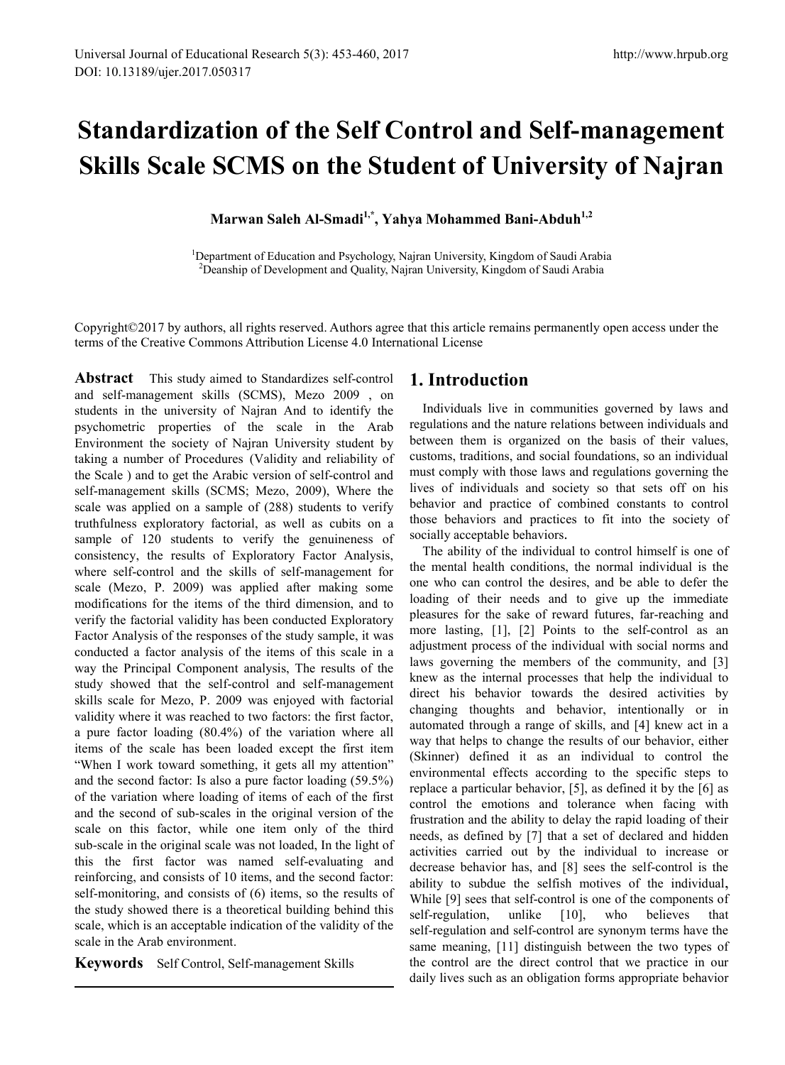# Standardization of the Self Control and Self-management Skills Scale SCMS on the Student of University of Najran

**Marwan Saleh Al-Smadi[1,*], Yahya Mohammed Bani-Abduh[1,2]**

[1]Department of Education and Psychology, Najran University, Kingdom of Saudi Arabia
[2]Deanship of Development and Quality, Najran University, Kingdom of Saudi Arabia

Copyright©2017 by authors, all rights reserved. Authors agree that this article remains permanently open access under the terms of the Creative Commons Attribution License 4.0 International License

**Abstract** This study aimed to Standardizes self-control and self-management skills (SCMS), Mezo 2009 , on students in the university of Najran And to identify the psychometric properties of the scale in the Arab Environment the society of Najran University student by taking a number of Procedures (Validity and reliability of the Scale ) and to get the Arabic version of self-control and self-management skills (SCMS; Mezo, 2009), Where the scale was applied on a sample of (288) students to verify truthfulness exploratory factorial, as well as cubits on a sample of 120 students to verify the genuineness of consistency, the results of Exploratory Factor Analysis, where self-control and the skills of self-management for scale (Mezo, P. 2009) was applied after making some modifications for the items of the third dimension, and to verify the factorial validity has been conducted Exploratory Factor Analysis of the responses of the study sample, it was conducted a factor analysis of the items of this scale in a way the Principal Component analysis, The results of the study showed that the self-control and self-management skills scale for Mezo, P. 2009 was enjoyed with factorial validity where it was reached to two factors: the first factor, a pure factor loading (80.4%) of the variation where all items of the scale has been loaded except the first item "When I work toward something, it gets all my attention" and the second factor: Is also a pure factor loading (59.5%) of the variation where loading of items of each of the first and the second of sub-scales in the original version of the scale on this factor, while one item only of the third sub-scale in the original scale was not loaded, In the light of this the first factor was named self-evaluating and reinforcing, and consists of 10 items, and the second factor: self-monitoring, and consists of (6) items, so the results of the study showed there is a theoretical building behind this scale, which is an acceptable indication of the validity of the scale in the Arab environment.

**Keywords** Self Control, Self-management Skills

## 1. Introduction

Individuals live in communities governed by laws and regulations and the nature relations between individuals and between them is organized on the basis of their values, customs, traditions, and social foundations, so an individual must comply with those laws and regulations governing the lives of individuals and society so that sets off on his behavior and practice of combined constants to control those behaviors and practices to fit into the society of socially acceptable behaviors.

The ability of the individual to control himself is one of the mental health conditions, the normal individual is the one who can control the desires, and be able to defer the loading of their needs and to give up the immediate pleasures for the sake of reward futures, far-reaching and more lasting, [1], [2] Points to the self-control as an adjustment process of the individual with social norms and laws governing the members of the community, and [3] knew as the internal processes that help the individual to direct his behavior towards the desired activities by changing thoughts and behavior, intentionally or in automated through a range of skills, and [4] knew act in a way that helps to change the results of our behavior, either (Skinner) defined it as an individual to control the environmental effects according to the specific steps to replace a particular behavior, [5], as defined it by the [6] as control the emotions and tolerance when facing with frustration and the ability to delay the rapid loading of their needs, as defined by [7] that a set of declared and hidden activities carried out by the individual to increase or decrease behavior has, and [8] sees the self-control is the ability to subdue the selfish motives of the individual, While [9] sees that self-control is one of the components of self-regulation, unlike [10], who believes that self-regulation and self-control are synonym terms have the same meaning, [11] distinguish between the two types of the control are the direct control that we practice in our daily lives such as an obligation forms appropriate behavior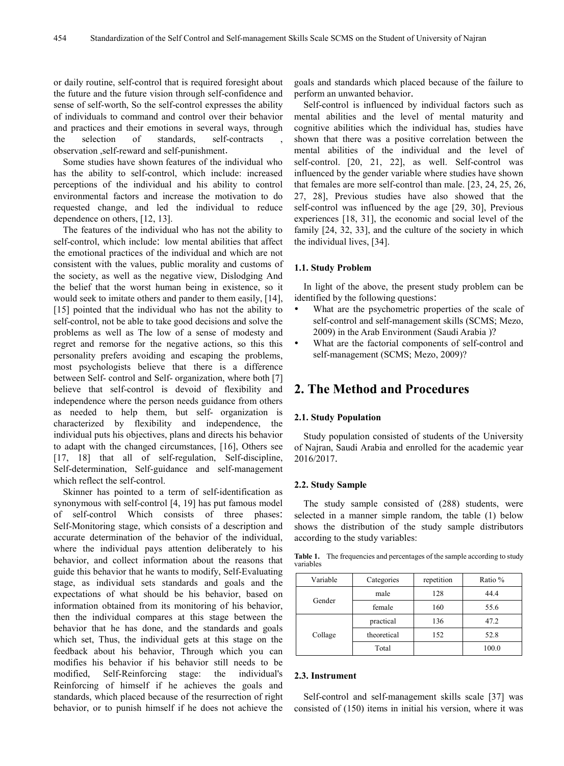or daily routine, self-control that is required foresight about the future and the future vision through self-confidence and sense of self-worth, So the self-control expresses the ability of individuals to command and control over their behavior and practices and their emotions in several ways, through the selection of standards, self-contracts , observation ,self-reward and self-punishment.

Some studies have shown features of the individual who has the ability to self-control, which include: increased perceptions of the individual and his ability to control environmental factors and increase the motivation to do requested change, and led the individual to reduce dependence on others, [12, 13].

The features of the individual who has not the ability to self-control, which include: low mental abilities that affect the emotional practices of the individual and which are not consistent with the values, public morality and customs of the society, as well as the negative view, Dislodging And the belief that the worst human being in existence, so it would seek to imitate others and pander to them easily, [14], [15] pointed that the individual who has not the ability to self-control, not be able to take good decisions and solve the problems as well as The low of a sense of modesty and regret and remorse for the negative actions, so this this personality prefers avoiding and escaping the problems, most psychologists believe that there is a difference between Self- control and Self- organization, where both [7] believe that self-control is devoid of flexibility and independence where the person needs guidance from others as needed to help them, but self- organization is characterized by flexibility and independence, the individual puts his objectives, plans and directs his behavior to adapt with the changed circumstances, [16], Others see [17, 18] that all of self-regulation, Self-discipline, Self-determination, Self-guidance and self-management which reflect the self-control.

Skinner has pointed to a term of self-identification as synonymous with self-control [4, 19] has put famous model of self-control Which consists of three phases: Self-Monitoring stage, which consists of a description and accurate determination of the behavior of the individual, where the individual pays attention deliberately to his behavior, and collect information about the reasons that guide this behavior that he wants to modify, Self-Evaluating stage, as individual sets standards and goals and the expectations of what should be his behavior, based on information obtained from its monitoring of his behavior, then the individual compares at this stage between the behavior that he has done, and the standards and goals which set, Thus, the individual gets at this stage on the feedback about his behavior, Through which you can modifies his behavior if his behavior still needs to be modified, Self-Reinforcing stage: the individual's Reinforcing of himself if he achieves the goals and standards, which placed because of the resurrection of right behavior, or to punish himself if he does not achieve the goals and standards which placed because of the failure to perform an unwanted behavior.

Self-control is influenced by individual factors such as mental abilities and the level of mental maturity and cognitive abilities which the individual has, studies have shown that there was a positive correlation between the mental abilities of the individual and the level of self-control. [20, 21, 22], as well. Self-control was influenced by the gender variable where studies have shown that females are more self-control than male. [23, 24, 25, 26, 27, 28], Previous studies have also showed that the self-control was influenced by the age [29, 30], Previous experiences [18, 31], the economic and social level of the family [24, 32, 33], and the culture of the society in which the individual lives, [34].

### 1.1. Study Problem

In light of the above, the present study problem can be identified by the following questions:

- What are the psychometric properties of the scale of self-control and self-management skills (SCMS; Mezo, 2009) in the Arab Environment (Saudi Arabia )?
- What are the factorial components of self-control and self-management (SCMS; Mezo, 2009)?

## 2. The Method and Procedures

### 2.1. Study Population

Study population consisted of students of the University of Najran, Saudi Arabia and enrolled for the academic year 2016/2017.

### 2.2. Study Sample

The study sample consisted of (288) students, were selected in a manner simple random, the table (1) below shows the distribution of the study sample distributors according to the study variables:

**Table 1.** The frequencies and percentages of the sample according to study variables

| Variable | Categories | repetition | Ratio % |
|---|---|---|---|
| Gender | male | 128 | 44.4 |
| | female | 160 | 55.6 |
| Collage | practical | 136 | 47.2 |
| | theoretical | 152 | 52.8 |
| | Total | | 100.0 |

### 2.3. Instrument

Self-control and self-management skills scale [37] was consisted of (150) items in initial his version, where it was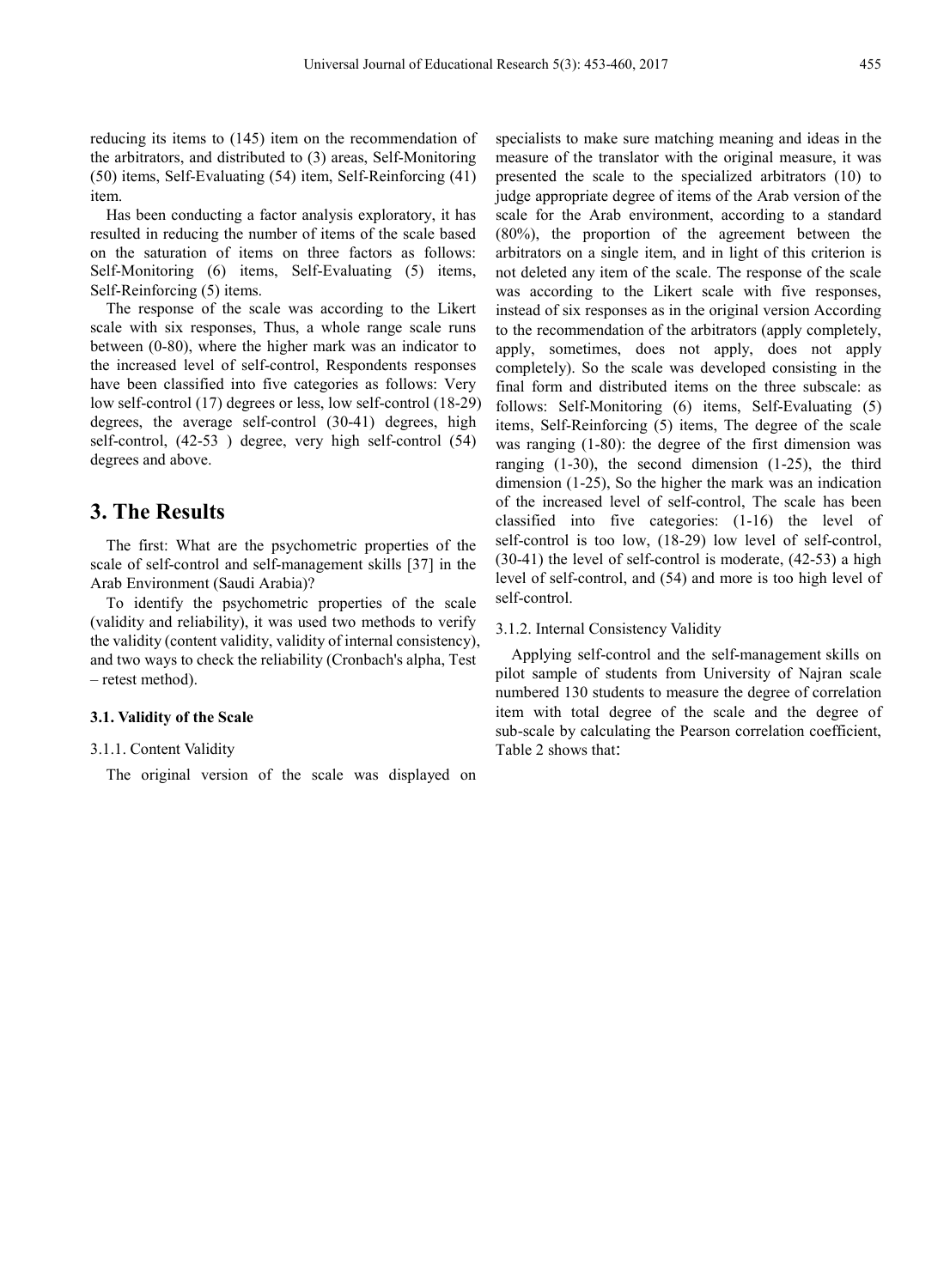reducing its items to (145) item on the recommendation of the arbitrators, and distributed to (3) areas, Self-Monitoring (50) items, Self-Evaluating (54) item, Self-Reinforcing (41) item.

Has been conducting a factor analysis exploratory, it has resulted in reducing the number of items of the scale based on the saturation of items on three factors as follows: Self-Monitoring (6) items, Self-Evaluating (5) items, Self-Reinforcing (5) items.

The response of the scale was according to the Likert scale with six responses, Thus, a whole range scale runs between (0-80), where the higher mark was an indicator to the increased level of self-control, Respondents responses have been classified into five categories as follows: Very low self-control (17) degrees or less, low self-control (18-29) degrees, the average self-control (30-41) degrees, high self-control, (42-53 ) degree, very high self-control (54) degrees and above.

# 3. The Results

The first: What are the psychometric properties of the scale of self-control and self-management skills [37] in the Arab Environment (Saudi Arabia)?

To identify the psychometric properties of the scale (validity and reliability), it was used two methods to verify the validity (content validity, validity of internal consistency), and two ways to check the reliability (Cronbach's alpha, Test – retest method).

### 3.1. Validity of the Scale

#### 3.1.1. Content Validity

The original version of the scale was displayed on specialists to make sure matching meaning and ideas in the measure of the translator with the original measure, it was presented the scale to the specialized arbitrators (10) to judge appropriate degree of items of the Arab version of the scale for the Arab environment, according to a standard (80%), the proportion of the agreement between the arbitrators on a single item, and in light of this criterion is not deleted any item of the scale. The response of the scale was according to the Likert scale with five responses, instead of six responses as in the original version According to the recommendation of the arbitrators (apply completely, apply, sometimes, does not apply, does not apply completely). So the scale was developed consisting in the final form and distributed items on the three subscale: as follows: Self-Monitoring (6) items, Self-Evaluating (5) items, Self-Reinforcing (5) items, The degree of the scale was ranging (1-80): the degree of the first dimension was ranging (1-30), the second dimension (1-25), the third dimension (1-25), So the higher the mark was an indication of the increased level of self-control, The scale has been classified into five categories: (1-16) the level of self-control is too low, (18-29) low level of self-control, (30-41) the level of self-control is moderate, (42-53) a high level of self-control, and (54) and more is too high level of self-control.

#### 3.1.2. Internal Consistency Validity

Applying self-control and the self-management skills on pilot sample of students from University of Najran scale numbered 130 students to measure the degree of correlation item with total degree of the scale and the degree of sub-scale by calculating the Pearson correlation coefficient, Table 2 shows that: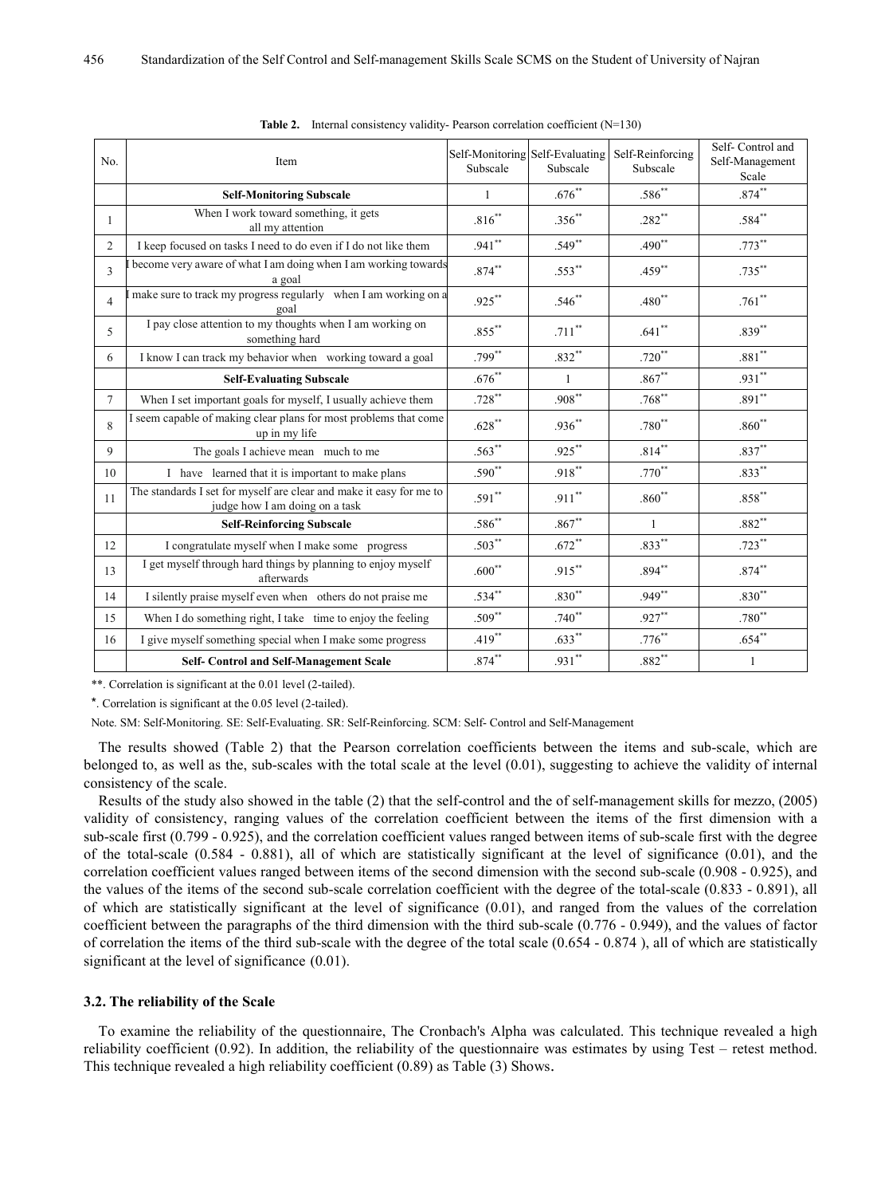**Table 2.** Internal consistency validity- Pearson correlation coefficient (N=130)

| No. | Item | Self-Monitoring Subscale | Self-Evaluating Subscale | Self-Reinforcing Subscale | Self- Control and Self-Management Scale |
|---|---|---|---|---|---|
| | **Self-Monitoring Subscale** | 1 | .676** | .586** | .874** |
| 1 | When I work toward something, it gets all my attention | .816** | .356** | .282** | .584** |
| 2 | I keep focused on tasks I need to do even if I do not like them | .941** | .549** | .490** | .773** |
| 3 | I become very aware of what I am doing when I am working towards a goal | .874** | .553** | .459** | .735** |
| 4 | I make sure to track my progress regularly when I am working on a goal | .925** | .546** | .480** | .761** |
| 5 | I pay close attention to my thoughts when I am working on something hard | .855** | .711** | .641** | .839** |
| 6 | I know I can track my behavior when working toward a goal | .799** | .832** | .720** | .881** |
| | **Self-Evaluating Subscale** | .676** | 1 | .867** | .931** |
| 7 | When I set important goals for myself, I usually achieve them | .728** | .908** | .768** | .891** |
| 8 | I seem capable of making clear plans for most problems that come up in my life | .628** | .936** | .780** | .860** |
| 9 | The goals I achieve mean much to me | .563** | .925** | .814** | .837** |
| 10 | I have learned that it is important to make plans | .590** | .918** | .770** | .833** |
| 11 | The standards I set for myself are clear and make it easy for me to judge how I am doing on a task | .591** | .911** | .860** | .858** |
| | **Self-Reinforcing Subscale** | .586** | .867** | 1 | .882** |
| 12 | I congratulate myself when I make some progress | .503** | .672** | .833** | .723** |
| 13 | I get myself through hard things by planning to enjoy myself afterwards | .600** | .915** | .894** | .874** |
| 14 | I silently praise myself even when others do not praise me | .534** | .830** | .949** | .830** |
| 15 | When I do something right, I take time to enjoy the feeling | .509** | .740** | .927** | .780** |
| 16 | I give myself something special when I make some progress | .419** | .633** | .776** | .654** |
| | **Self- Control and Self-Management Scale** | .874** | .931** | .882** | 1 |

**. Correlation is significant at the 0.01 level (2-tailed).

*. Correlation is significant at the 0.05 level (2-tailed).

Note. SM: Self-Monitoring. SE: Self-Evaluating. SR: Self-Reinforcing. SCM: Self- Control and Self-Management

The results showed (Table 2) that the Pearson correlation coefficients between the items and sub-scale, which are belonged to, as well as the, sub-scales with the total scale at the level (0.01), suggesting to achieve the validity of internal consistency of the scale.

Results of the study also showed in the table (2) that the self-control and the of self-management skills for mezzo, (2005) validity of consistency, ranging values of the correlation coefficient between the items of the first dimension with a sub-scale first (0.799 - 0.925), and the correlation coefficient values ranged between items of sub-scale first with the degree of the total-scale (0.584 - 0.881), all of which are statistically significant at the level of significance (0.01), and the correlation coefficient values ranged between items of the second dimension with the second sub-scale (0.908 - 0.925), and the values of the items of the second sub-scale correlation coefficient with the degree of the total-scale (0.833 - 0.891), all of which are statistically significant at the level of significance (0.01), and ranged from the values of the correlation coefficient between the paragraphs of the third dimension with the third sub-scale (0.776 - 0.949), and the values of factor of correlation the items of the third sub-scale with the degree of the total scale (0.654 - 0.874 ), all of which are statistically significant at the level of significance (0.01).

### 3.2. The reliability of the Scale

To examine the reliability of the questionnaire, The Cronbach's Alpha was calculated. This technique revealed a high reliability coefficient (0.92). In addition, the reliability of the questionnaire was estimates by using Test – retest method. This technique revealed a high reliability coefficient (0.89) as Table (3) Shows.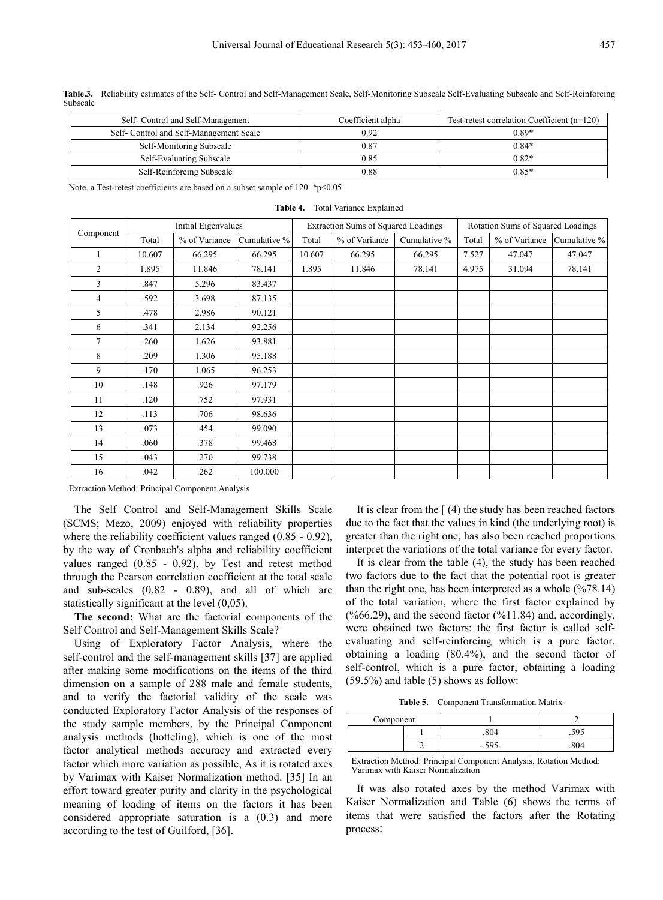**Table.3.** Reliability estimates of the Self- Control and Self-Management Scale, Self-Monitoring Subscale Self-Evaluating Subscale and Self-Reinforcing Subscale

| Self- Control and Self-Management | Coefficient alpha | Test-retest correlation Coefficient (n=120) |
|---|---|---|
| Self- Control and Self-Management Scale | 0.92 | 0.89* |
| Self-Monitoring Subscale | 0.87 | 0.84* |
| Self-Evaluating Subscale | 0.85 | 0.82* |
| Self-Reinforcing Subscale | 0.88 | 0.85* |

Note. a Test-retest coefficients are based on a subset sample of 120. *p<0.05

**Table 4.** Total Variance Explained

| Component | Initial Eigenvalues | | | Extraction Sums of Squared Loadings | | | Rotation Sums of Squared Loadings | | |
|---|---|---|---|---|---|---|---|---|---|
| | Total | % of Variance | Cumulative % | Total | % of Variance | Cumulative % | Total | % of Variance | Cumulative % |
| 1 | 10.607 | 66.295 | 66.295 | 10.607 | 66.295 | 66.295 | 7.527 | 47.047 | 47.047 |
| 2 | 1.895 | 11.846 | 78.141 | 1.895 | 11.846 | 78.141 | 4.975 | 31.094 | 78.141 |
| 3 | .847 | 5.296 | 83.437 | | | | | | |
| 4 | .592 | 3.698 | 87.135 | | | | | | |
| 5 | .478 | 2.986 | 90.121 | | | | | | |
| 6 | .341 | 2.134 | 92.256 | | | | | | |
| 7 | .260 | 1.626 | 93.881 | | | | | | |
| 8 | .209 | 1.306 | 95.188 | | | | | | |
| 9 | .170 | 1.065 | 96.253 | | | | | | |
| 10 | .148 | .926 | 97.179 | | | | | | |
| 11 | .120 | .752 | 97.931 | | | | | | |
| 12 | .113 | .706 | 98.636 | | | | | | |
| 13 | .073 | .454 | 99.090 | | | | | | |
| 14 | .060 | .378 | 99.468 | | | | | | |
| 15 | .043 | .270 | 99.738 | | | | | | |
| 16 | .042 | .262 | 100.000 | | | | | | |

Extraction Method: Principal Component Analysis

The Self Control and Self-Management Skills Scale (SCMS; Mezo, 2009) enjoyed with reliability properties where the reliability coefficient values ranged (0.85 - 0.92), by the way of Cronbach's alpha and reliability coefficient values ranged (0.85 - 0.92), by Test and retest method through the Pearson correlation coefficient at the total scale and sub-scales (0.82 - 0.89), and all of which are statistically significant at the level (0,05).

**The second:** What are the factorial components of the Self Control and Self-Management Skills Scale?

Using of Exploratory Factor Analysis, where the self-control and the self-management skills [37] are applied after making some modifications on the items of the third dimension on a sample of 288 male and female students, and to verify the factorial validity of the scale was conducted Exploratory Factor Analysis of the responses of the study sample members, by the Principal Component analysis methods (hotteling), which is one of the most factor analytical methods accuracy and extracted every factor which more variation as possible, As it is rotated axes by Varimax with Kaiser Normalization method. [35] In an effort toward greater purity and clarity in the psychological meaning of loading of items on the factors it has been considered appropriate saturation is a (0.3) and more according to the test of Guilford, [36].

It is clear from the [ (4) the study has been reached factors due to the fact that the values in kind (the underlying root) is greater than the right one, has also been reached proportions interpret the variations of the total variance for every factor.

It is clear from the table (4), the study has been reached two factors due to the fact that the potential root is greater than the right one, has been interpreted as a whole (%78.14) of the total variation, where the first factor explained by (%66.29), and the second factor (%11.84) and, accordingly, were obtained two factors: the first factor is called self-evaluating and self-reinforcing which is a pure factor, obtaining a loading (80.4%), and the second factor of self-control, which is a pure factor, obtaining a loading (59.5%) and table (5) shows as follow:

**Table 5.** Component Transformation Matrix

| Component | | 1 | 2 |
|---|---|---|---|
| | 1 | .804 | .595 |
| | 2 | -.595- | .804 |

Extraction Method: Principal Component Analysis, Rotation Method: Varimax with Kaiser Normalization

It was also rotated axes by the method Varimax with Kaiser Normalization and Table (6) shows the terms of items that were satisfied the factors after the Rotating process: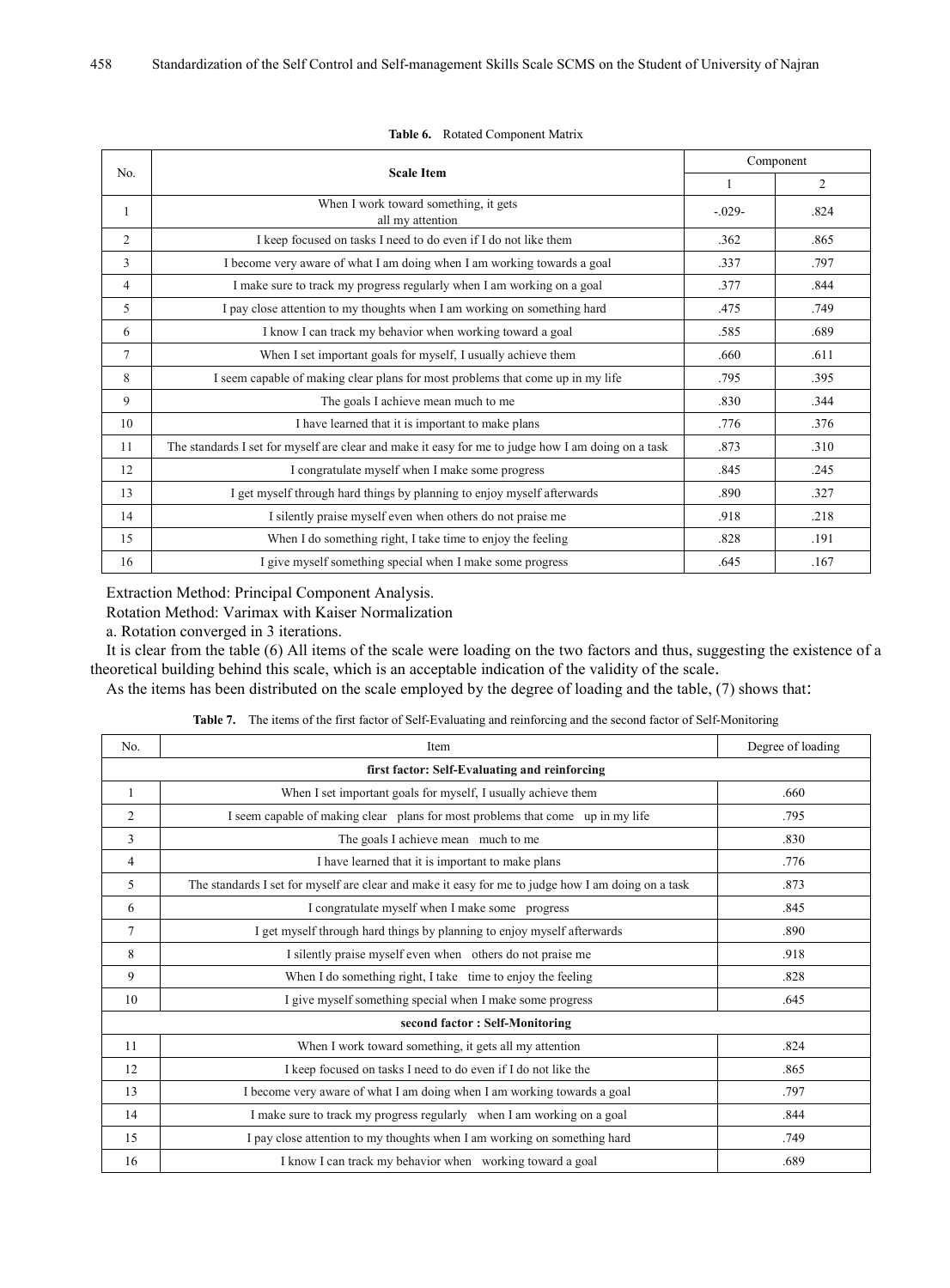**Table 6.** Rotated Component Matrix

| No. | Scale Item | Component | |
|---|---|---|---|
| | | 1 | 2 |
| 1 | When I work toward something, it gets all my attention | -.029- | .824 |
| 2 | I keep focused on tasks I need to do even if I do not like them | .362 | .865 |
| 3 | I become very aware of what I am doing when I am working towards a goal | .337 | .797 |
| 4 | I make sure to track my progress regularly when I am working on a goal | .377 | .844 |
| 5 | I pay close attention to my thoughts when I am working on something hard | .475 | .749 |
| 6 | I know I can track my behavior when working toward a goal | .585 | .689 |
| 7 | When I set important goals for myself, I usually achieve them | .660 | .611 |
| 8 | I seem capable of making clear plans for most problems that come up in my life | .795 | .395 |
| 9 | The goals I achieve mean much to me | .830 | .344 |
| 10 | I have learned that it is important to make plans | .776 | .376 |
| 11 | The standards I set for myself are clear and make it easy for me to judge how I am doing on a task | .873 | .310 |
| 12 | I congratulate myself when I make some progress | .845 | .245 |
| 13 | I get myself through hard things by planning to enjoy myself afterwards | .890 | .327 |
| 14 | I silently praise myself even when others do not praise me | .918 | .218 |
| 15 | When I do something right, I take time to enjoy the feeling | .828 | .191 |
| 16 | I give myself something special when I make some progress | .645 | .167 |

Extraction Method: Principal Component Analysis.

Rotation Method: Varimax with Kaiser Normalization

a. Rotation converged in 3 iterations.

It is clear from the table (6) All items of the scale were loading on the two factors and thus, suggesting the existence of a theoretical building behind this scale, which is an acceptable indication of the validity of the scale.

As the items has been distributed on the scale employed by the degree of loading and the table, (7) shows that:

**Table 7.** The items of the first factor of Self-Evaluating and reinforcing and the second factor of Self-Monitoring

| No. | Item | Degree of loading |
|---|---|---|
| | **first factor: Self-Evaluating and reinforcing** | |
| 1 | When I set important goals for myself, I usually achieve them | .660 |
| 2 | I seem capable of making clear plans for most problems that come up in my life | .795 |
| 3 | The goals I achieve mean much to me | .830 |
| 4 | I have learned that it is important to make plans | .776 |
| 5 | The standards I set for myself are clear and make it easy for me to judge how I am doing on a task | .873 |
| 6 | I congratulate myself when I make some progress | .845 |
| 7 | I get myself through hard things by planning to enjoy myself afterwards | .890 |
| 8 | I silently praise myself even when others do not praise me | .918 |
| 9 | When I do something right, I take time to enjoy the feeling | .828 |
| 10 | I give myself something special when I make some progress | .645 |
| | **second factor : Self-Monitoring** | |
| 11 | When I work toward something, it gets all my attention | .824 |
| 12 | I keep focused on tasks I need to do even if I do not like the | .865 |
| 13 | I become very aware of what I am doing when I am working towards a goal | .797 |
| 14 | I make sure to track my progress regularly when I am working on a goal | .844 |
| 15 | I pay close attention to my thoughts when I am working on something hard | .749 |
| 16 | I know I can track my behavior when working toward a goal | .689 |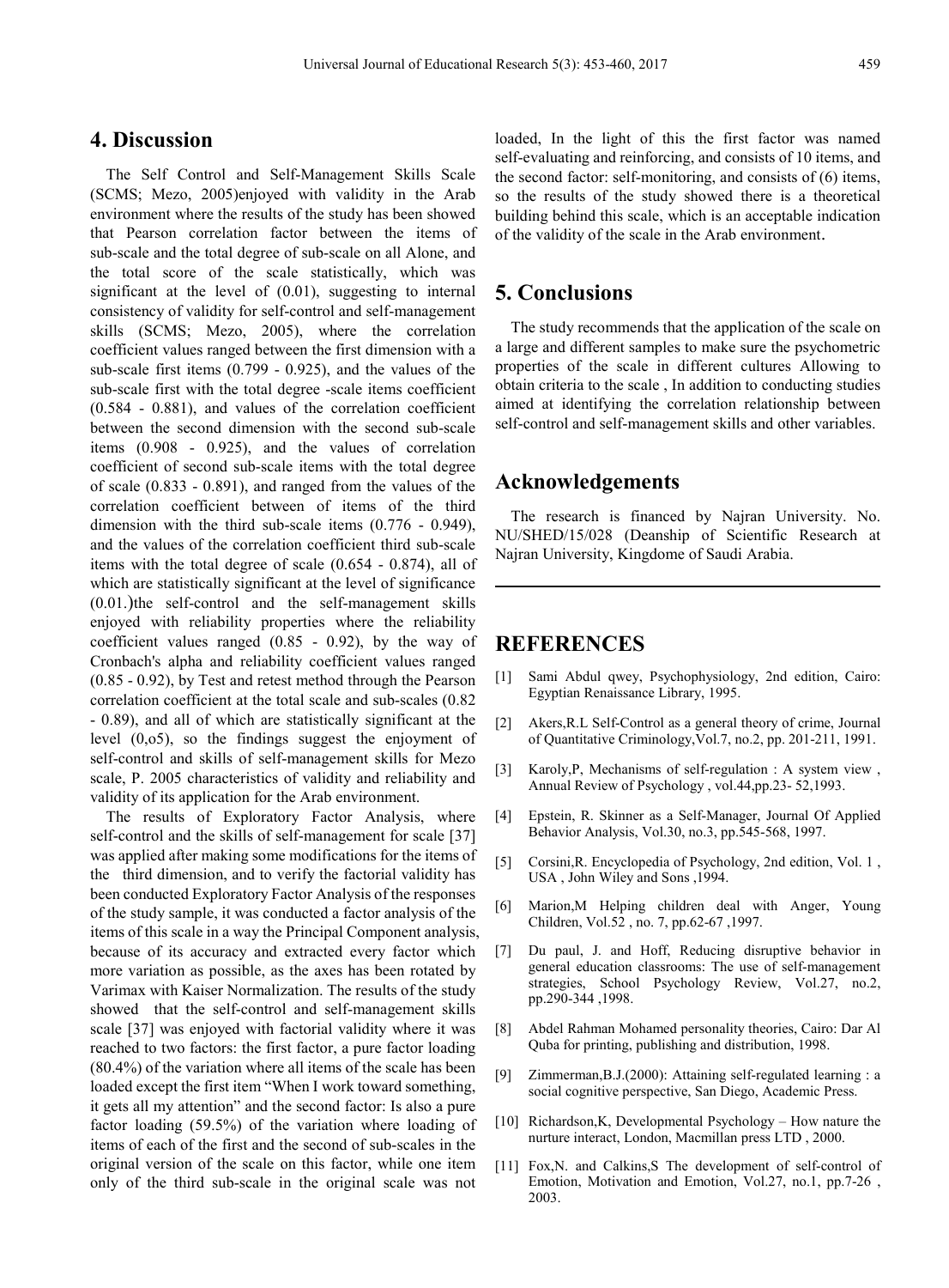## 4. Discussion

The Self Control and Self-Management Skills Scale (SCMS; Mezo, 2005)enjoyed with validity in the Arab environment where the results of the study has been showed that Pearson correlation factor between the items of sub-scale and the total degree of sub-scale on all Alone, and the total score of the scale statistically, which was significant at the level of (0.01), suggesting to internal consistency of validity for self-control and self-management skills (SCMS; Mezo, 2005), where the correlation coefficient values ranged between the first dimension with a sub-scale first items (0.799 - 0.925), and the values of the sub-scale first with the total degree -scale items coefficient (0.584 - 0.881), and values of the correlation coefficient between the second dimension with the second sub-scale items (0.908 - 0.925), and the values of correlation coefficient of second sub-scale items with the total degree of scale (0.833 - 0.891), and ranged from the values of the correlation coefficient between of items of the third dimension with the third sub-scale items (0.776 - 0.949), and the values of the correlation coefficient third sub-scale items with the total degree of scale (0.654 - 0.874), all of which are statistically significant at the level of significance (0.01.)the self-control and the self-management skills enjoyed with reliability properties where the reliability coefficient values ranged (0.85 - 0.92), by the way of Cronbach's alpha and reliability coefficient values ranged (0.85 - 0.92), by Test and retest method through the Pearson correlation coefficient at the total scale and sub-scales (0.82 - 0.89), and all of which are statistically significant at the level (0,o5), so the findings suggest the enjoyment of self-control and skills of self-management skills for Mezo scale, P. 2005 characteristics of validity and reliability and validity of its application for the Arab environment.

The results of Exploratory Factor Analysis, where self-control and the skills of self-management for scale [37] was applied after making some modifications for the items of the third dimension, and to verify the factorial validity has been conducted Exploratory Factor Analysis of the responses of the study sample, it was conducted a factor analysis of the items of this scale in a way the Principal Component analysis, because of its accuracy and extracted every factor which more variation as possible, as the axes has been rotated by Varimax with Kaiser Normalization. The results of the study showed that the self-control and self-management skills scale [37] was enjoyed with factorial validity where it was reached to two factors: the first factor, a pure factor loading (80.4%) of the variation where all items of the scale has been loaded except the first item "When I work toward something, it gets all my attention" and the second factor: Is also a pure factor loading (59.5%) of the variation where loading of items of each of the first and the second of sub-scales in the original version of the scale on this factor, while one item only of the third sub-scale in the original scale was not loaded, In the light of this the first factor was named self-evaluating and reinforcing, and consists of 10 items, and the second factor: self-monitoring, and consists of (6) items, so the results of the study showed there is a theoretical building behind this scale, which is an acceptable indication of the validity of the scale in the Arab environment.

## 5. Conclusions

The study recommends that the application of the scale on a large and different samples to make sure the psychometric properties of the scale in different cultures Allowing to obtain criteria to the scale , In addition to conducting studies aimed at identifying the correlation relationship between self-control and self-management skills and other variables.

## Acknowledgements

The research is financed by Najran University. No. NU/SHED/15/028 (Deanship of Scientific Research at Najran University, Kingdome of Saudi Arabia.

## REFERENCES

[1] Sami Abdul qwey, Psychophysiology, 2nd edition, Cairo: Egyptian Renaissance Library, 1995.

[2] Akers,R.L Self-Control as a general theory of crime, Journal of Quantitative Criminology,Vol.7, no.2, pp. 201-211, 1991.

[3] Karoly,P, Mechanisms of self-regulation : A system view , Annual Review of Psychology , vol.44,pp.23- 52,1993.

[4] Epstein, R. Skinner as a Self-Manager, Journal Of Applied Behavior Analysis, Vol.30, no.3, pp.545-568, 1997.

[5] Corsini,R. Encyclopedia of Psychology, 2nd edition, Vol. 1 , USA , John Wiley and Sons ,1994.

[6] Marion,M Helping children deal with Anger, Young Children, Vol.52 , no. 7, pp.62-67 ,1997.

[7] Du paul, J. and Hoff, Reducing disruptive behavior in general education classrooms: The use of self-management strategies, School Psychology Review, Vol.27, no.2, pp.290-344 ,1998.

[8] Abdel Rahman Mohamed personality theories, Cairo: Dar Al Quba for printing, publishing and distribution, 1998.

[9] Zimmerman,B.J.(2000): Attaining self-regulated learning : a social cognitive perspective, San Diego, Academic Press.

[10] Richardson,K, Developmental Psychology – How nature the nurture interact, London, Macmillan press LTD , 2000.

[11] Fox,N. and Calkins,S The development of self-control of Emotion, Motivation and Emotion, Vol.27, no.1, pp.7-26 , 2003.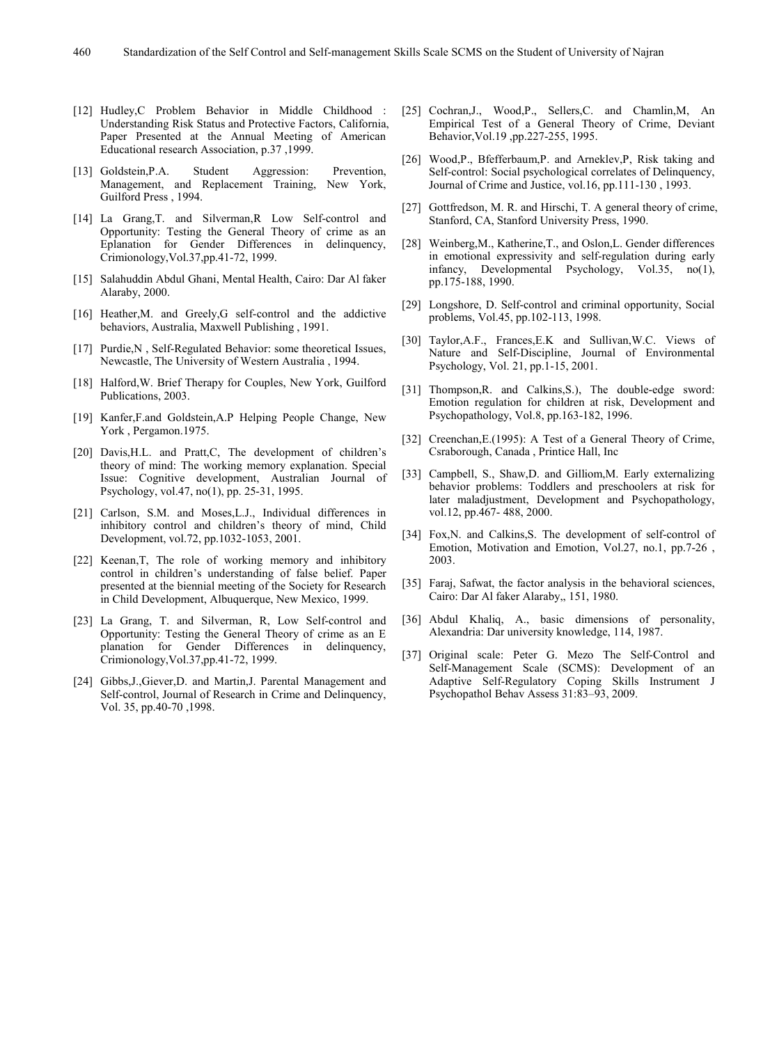[12] Hudley,C Problem Behavior in Middle Childhood : Understanding Risk Status and Protective Factors, California, Paper Presented at the Annual Meeting of American Educational research Association, p.37 ,1999.

[13] Goldstein,P.A. Student Aggression: Prevention, Management, and Replacement Training, New York, Guilford Press , 1994.

[14] La Grang,T. and Silverman,R Low Self-control and Opportunity: Testing the General Theory of crime as an Eplanation for Gender Differences in delinquency, Crimionology,Vol.37,pp.41-72, 1999.

[15] Salahuddin Abdul Ghani, Mental Health, Cairo: Dar Al faker Alaraby, 2000.

[16] Heather,M. and Greely,G self-control and the addictive behaviors, Australia, Maxwell Publishing , 1991.

[17] Purdie,N , Self-Regulated Behavior: some theoretical Issues, Newcastle, The University of Western Australia , 1994.

[18] Halford,W. Brief Therapy for Couples, New York, Guilford Publications, 2003.

[19] Kanfer,F.and Goldstein,A.P Helping People Change, New York , Pergamon.1975.

[20] Davis,H.L. and Pratt,C, The development of children's theory of mind: The working memory explanation. Special Issue: Cognitive development, Australian Journal of Psychology, vol.47, no(1), pp. 25-31, 1995.

[21] Carlson, S.M. and Moses,L.J., Individual differences in inhibitory control and children's theory of mind, Child Development, vol.72, pp.1032-1053, 2001.

[22] Keenan,T, The role of working memory and inhibitory control in children's understanding of false belief. Paper presented at the biennial meeting of the Society for Research in Child Development, Albuquerque, New Mexico, 1999.

[23] La Grang, T. and Silverman, R, Low Self-control and Opportunity: Testing the General Theory of crime as an E planation for Gender Differences in delinquency, Crimionology,Vol.37,pp.41-72, 1999.

[24] Gibbs,J.,Giever,D. and Martin,J. Parental Management and Self-control, Journal of Research in Crime and Delinquency, Vol. 35, pp.40-70 ,1998.

[25] Cochran,J., Wood,P., Sellers,C. and Chamlin,M, An Empirical Test of a General Theory of Crime, Deviant Behavior,Vol.19 ,pp.227-255, 1995.

[26] Wood,P., Bfefferbaum,P. and Arneklev,P, Risk taking and Self-control: Social psychological correlates of Delinquency, Journal of Crime and Justice, vol.16, pp.111-130 , 1993.

[27] Gottfredson, M. R. and Hirschi, T. A general theory of crime, Stanford, CA, Stanford University Press, 1990.

[28] Weinberg,M., Katherine,T., and Oslon,L. Gender differences in emotional expressivity and self-regulation during early infancy, Developmental Psychology, Vol.35, no(1), pp.175-188, 1990.

[29] Longshore, D. Self-control and criminal opportunity, Social problems, Vol.45, pp.102-113, 1998.

[30] Taylor,A.F., Frances,E.K and Sullivan,W.C. Views of Nature and Self-Discipline, Journal of Environmental Psychology, Vol. 21, pp.1-15, 2001.

[31] Thompson,R. and Calkins,S.), The double-edge sword: Emotion regulation for children at risk, Development and Psychopathology, Vol.8, pp.163-182, 1996.

[32] Creenchan,E.(1995): A Test of a General Theory of Crime, Csraborough, Canada , Printice Hall, Inc

[33] Campbell, S., Shaw,D. and Gilliom,M. Early externalizing behavior problems: Toddlers and preschoolers at risk for later maladjustment, Development and Psychopathology, vol.12, pp.467- 488, 2000.

[34] Fox,N. and Calkins,S. The development of self-control of Emotion, Motivation and Emotion, Vol.27, no.1, pp.7-26 , 2003.

[35] Faraj, Safwat, the factor analysis in the behavioral sciences, Cairo: Dar Al faker Alaraby,, 151, 1980.

[36] Abdul Khaliq, A., basic dimensions of personality, Alexandria: Dar university knowledge, 114, 1987.

[37] Original scale: Peter G. Mezo The Self-Control and Self-Management Scale (SCMS): Development of an Adaptive Self-Regulatory Coping Skills Instrument J Psychopathol Behav Assess 31:83–93, 2009.